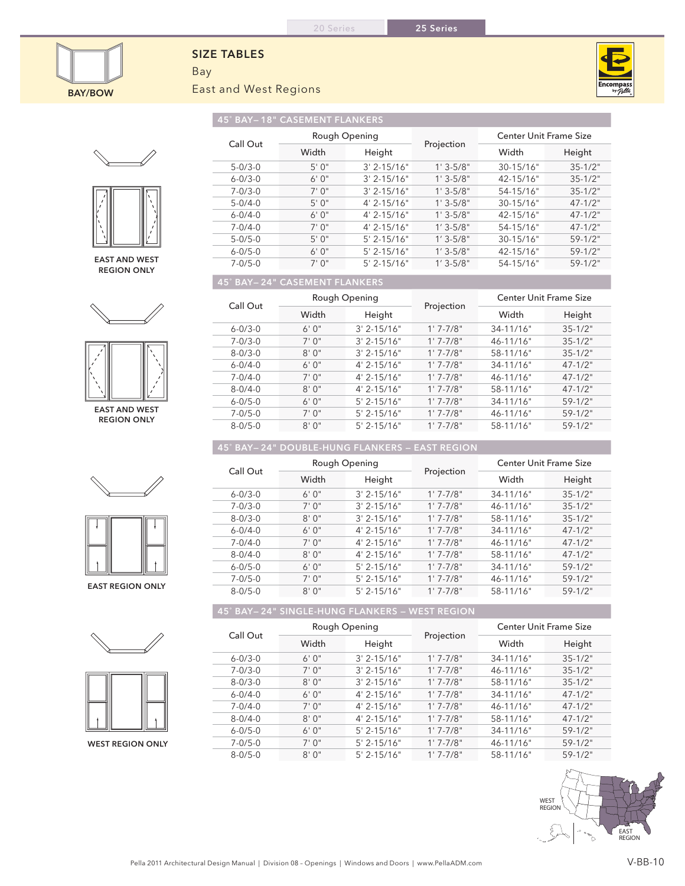20 Series | 25 Series

BAY/BOW

# SIZE TABLES

## Bay

## East and West Regions

### 45° BAY– 18" CASEMENT FLANKERS

EAST AND WEST REGION ONLY

| Call Out | Rough Opening | | Projection | Center Unit Frame Size | |
|---|---|---|---|---|---|
| | Width | Height | | Width | Height |
| 5-0/3-0 | 5' 0" | 3' 2-15/16" | 1' 3-5/8" | 30-15/16" | 35-1/2" |
| 6-0/3-0 | 6' 0" | 3' 2-15/16" | 1' 3-5/8" | 42-15/16" | 35-1/2" |
| 7-0/3-0 | 7' 0" | 3' 2-15/16" | 1' 3-5/8" | 54-15/16" | 35-1/2" |
| 5-0/4-0 | 5' 0" | 4' 2-15/16" | 1' 3-5/8" | 30-15/16" | 47-1/2" |
| 6-0/4-0 | 6' 0" | 4' 2-15/16" | 1' 3-5/8" | 42-15/16" | 47-1/2" |
| 7-0/4-0 | 7' 0" | 4' 2-15/16" | 1' 3-5/8" | 54-15/16" | 47-1/2" |
| 5-0/5-0 | 5' 0" | 5' 2-15/16" | 1' 3-5/8" | 30-15/16" | 59-1/2" |
| 6-0/5-0 | 6' 0" | 5' 2-15/16" | 1' 3-5/8" | 42-15/16" | 59-1/2" |
| 7-0/5-0 | 7' 0" | 5' 2-15/16" | 1' 3-5/8" | 54-15/16" | 59-1/2" |

### 45° BAY– 24" CASEMENT FLANKERS

EAST AND WEST REGION ONLY

| Call Out | Rough Opening | | Projection | Center Unit Frame Size | |
|---|---|---|---|---|---|
| | Width | Height | | Width | Height |
| 6-0/3-0 | 6' 0" | 3' 2-15/16" | 1' 7-7/8" | 34-11/16" | 35-1/2" |
| 7-0/3-0 | 7' 0" | 3' 2-15/16" | 1' 7-7/8" | 46-11/16" | 35-1/2" |
| 8-0/3-0 | 8' 0" | 3' 2-15/16" | 1' 7-7/8" | 58-11/16" | 35-1/2" |
| 6-0/4-0 | 6' 0" | 4' 2-15/16" | 1' 7-7/8" | 34-11/16" | 47-1/2" |
| 7-0/4-0 | 7' 0" | 4' 2-15/16" | 1' 7-7/8" | 46-11/16" | 47-1/2" |
| 8-0/4-0 | 8' 0" | 4' 2-15/16" | 1' 7-7/8" | 58-11/16" | 47-1/2" |
| 6-0/5-0 | 6' 0" | 5' 2-15/16" | 1' 7-7/8" | 34-11/16" | 59-1/2" |
| 7-0/5-0 | 7' 0" | 5' 2-15/16" | 1' 7-7/8" | 46-11/16" | 59-1/2" |
| 8-0/5-0 | 8' 0" | 5' 2-15/16" | 1' 7-7/8" | 58-11/16" | 59-1/2" |

### 45° BAY– 24" DOUBLE-HUNG FLANKERS – EAST REGION

EAST REGION ONLY

| Call Out | Rough Opening | | Projection | Center Unit Frame Size | |
|---|---|---|---|---|---|
| | Width | Height | | Width | Height |
| 6-0/3-0 | 6' 0" | 3' 2-15/16" | 1' 7-7/8" | 34-11/16" | 35-1/2" |
| 7-0/3-0 | 7' 0" | 3' 2-15/16" | 1' 7-7/8" | 46-11/16" | 35-1/2" |
| 8-0/3-0 | 8' 0" | 3' 2-15/16" | 1' 7-7/8" | 58-11/16" | 35-1/2" |
| 6-0/4-0 | 6' 0" | 4' 2-15/16" | 1' 7-7/8" | 34-11/16" | 47-1/2" |
| 7-0/4-0 | 7' 0" | 4' 2-15/16" | 1' 7-7/8" | 46-11/16" | 47-1/2" |
| 8-0/4-0 | 8' 0" | 4' 2-15/16" | 1' 7-7/8" | 58-11/16" | 47-1/2" |
| 6-0/5-0 | 6' 0" | 5' 2-15/16" | 1' 7-7/8" | 34-11/16" | 59-1/2" |
| 7-0/5-0 | 7' 0" | 5' 2-15/16" | 1' 7-7/8" | 46-11/16" | 59-1/2" |
| 8-0/5-0 | 8' 0" | 5' 2-15/16" | 1' 7-7/8" | 58-11/16" | 59-1/2" |

### 45° BAY– 24" SINGLE-HUNG FLANKERS – WEST REGION

WEST REGION ONLY

| Call Out | Rough Opening | | Projection | Center Unit Frame Size | |
|---|---|---|---|---|---|
| | Width | Height | | Width | Height |
| 6-0/3-0 | 6' 0" | 3' 2-15/16" | 1' 7-7/8" | 34-11/16" | 35-1/2" |
| 7-0/3-0 | 7' 0" | 3' 2-15/16" | 1' 7-7/8" | 46-11/16" | 35-1/2" |
| 8-0/3-0 | 8' 0" | 3' 2-15/16" | 1' 7-7/8" | 58-11/16" | 35-1/2" |
| 6-0/4-0 | 6' 0" | 4' 2-15/16" | 1' 7-7/8" | 34-11/16" | 47-1/2" |
| 7-0/4-0 | 7' 0" | 4' 2-15/16" | 1' 7-7/8" | 46-11/16" | 47-1/2" |
| 8-0/4-0 | 8' 0" | 4' 2-15/16" | 1' 7-7/8" | 58-11/16" | 47-1/2" |
| 6-0/5-0 | 6' 0" | 5' 2-15/16" | 1' 7-7/8" | 34-11/16" | 59-1/2" |
| 7-0/5-0 | 7' 0" | 5' 2-15/16" | 1' 7-7/8" | 46-11/16" | 59-1/2" |
| 8-0/5-0 | 8' 0" | 5' 2-15/16" | 1' 7-7/8" | 58-11/16" | 59-1/2" |

WEST REGION | EAST REGION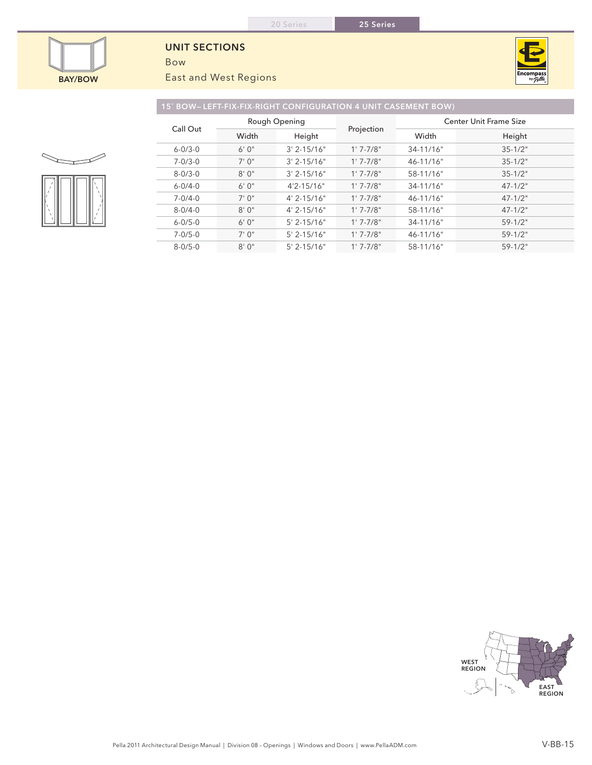20 Series | 25 Series

BAY/BOW

## UNIT SECTIONS

Bow

East and West Regions

### 15˚ BOW– LEFT-FIX-FIX-RIGHT CONFIGURATION 4 UNIT CASEMENT BOW)

| Call Out | Rough Opening | | Projection | Center Unit Frame Size | |
|---|---|---|---|---|---|
| | Width | Height | | Width | Height |
| 6-0/3-0 | 6' 0" | 3' 2-15/16" | 1' 7-7/8" | 34-11/16" | 35-1/2" |
| 7-0/3-0 | 7' 0" | 3' 2-15/16" | 1' 7-7/8" | 46-11/16" | 35-1/2" |
| 8-0/3-0 | 8' 0" | 3' 2-15/16" | 1' 7-7/8" | 58-11/16" | 35-1/2" |
| 6-0/4-0 | 6' 0" | 4'2-15/16" | 1' 7-7/8" | 34-11/16" | 47-1/2" |
| 7-0/4-0 | 7' 0" | 4' 2-15/16" | 1' 7-7/8" | 46-11/16" | 47-1/2" |
| 8-0/4-0 | 8' 0" | 4' 2-15/16" | 1' 7-7/8" | 58-11/16" | 47-1/2" |
| 6-0/5-0 | 6' 0" | 5' 2-15/16" | 1' 7-7/8" | 34-11/16" | 59-1/2" |
| 7-0/5-0 | 7' 0" | 5' 2-15/16" | 1' 7-7/8" | 46-11/16" | 59-1/2" |
| 8-0/5-0 | 8' 0" | 5' 2-15/16" | 1' 7-7/8" | 58-11/16" | 59-1/2" |

WEST REGION

EAST REGION

Pella 2011 Architectural Design Manual | Division 08 – Openings | Windows and Doors | www.PellaADM.com